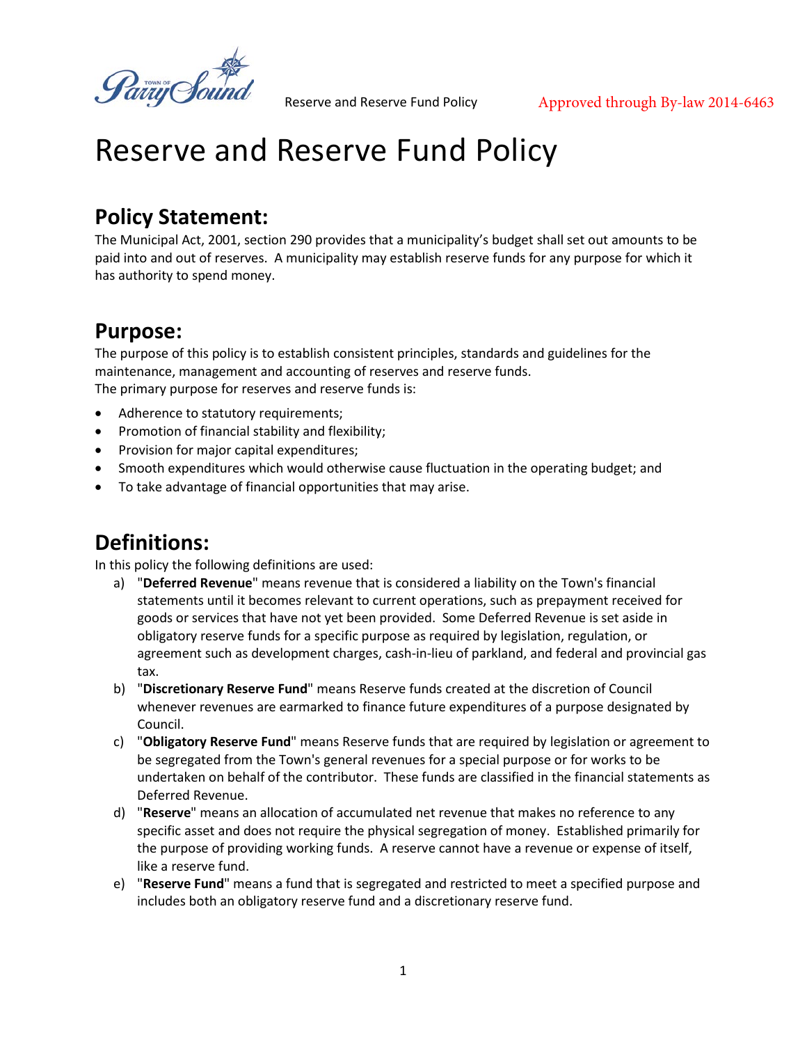# Reserve and Reserve Fund Policy

## Policy Statement:

The Municipal Act, 2001, section 290 provides that a municipality's budget shall set out amounts to be paid into and out of reserves. A municipality may establish reserve funds for any purpose for which it has authority to spend money.

## Purpose:

The purpose of this policy is to establish consistent principles, standards and guidelines for the maintenance, management and accounting of reserves and reserve funds.
The primary purpose for reserves and reserve funds is:

- Adherence to statutory requirements;
- Promotion of financial stability and flexibility;
- Provision for major capital expenditures;
- Smooth expenditures which would otherwise cause fluctuation in the operating budget; and
- To take advantage of financial opportunities that may arise.

## Definitions:

In this policy the following definitions are used:

a) "**Deferred Revenue**" means revenue that is considered a liability on the Town's financial statements until it becomes relevant to current operations, such as prepayment received for goods or services that have not yet been provided. Some Deferred Revenue is set aside in obligatory reserve funds for a specific purpose as required by legislation, regulation, or agreement such as development charges, cash-in-lieu of parkland, and federal and provincial gas tax.

b) "**Discretionary Reserve Fund**" means Reserve funds created at the discretion of Council whenever revenues are earmarked to finance future expenditures of a purpose designated by Council.

c) "**Obligatory Reserve Fund**" means Reserve funds that are required by legislation or agreement to be segregated from the Town's general revenues for a special purpose or for works to be undertaken on behalf of the contributor. These funds are classified in the financial statements as Deferred Revenue.

d) "**Reserve**" means an allocation of accumulated net revenue that makes no reference to any specific asset and does not require the physical segregation of money. Established primarily for the purpose of providing working funds. A reserve cannot have a revenue or expense of itself, like a reserve fund.

e) "**Reserve Fund**" means a fund that is segregated and restricted to meet a specified purpose and includes both an obligatory reserve fund and a discretionary reserve fund.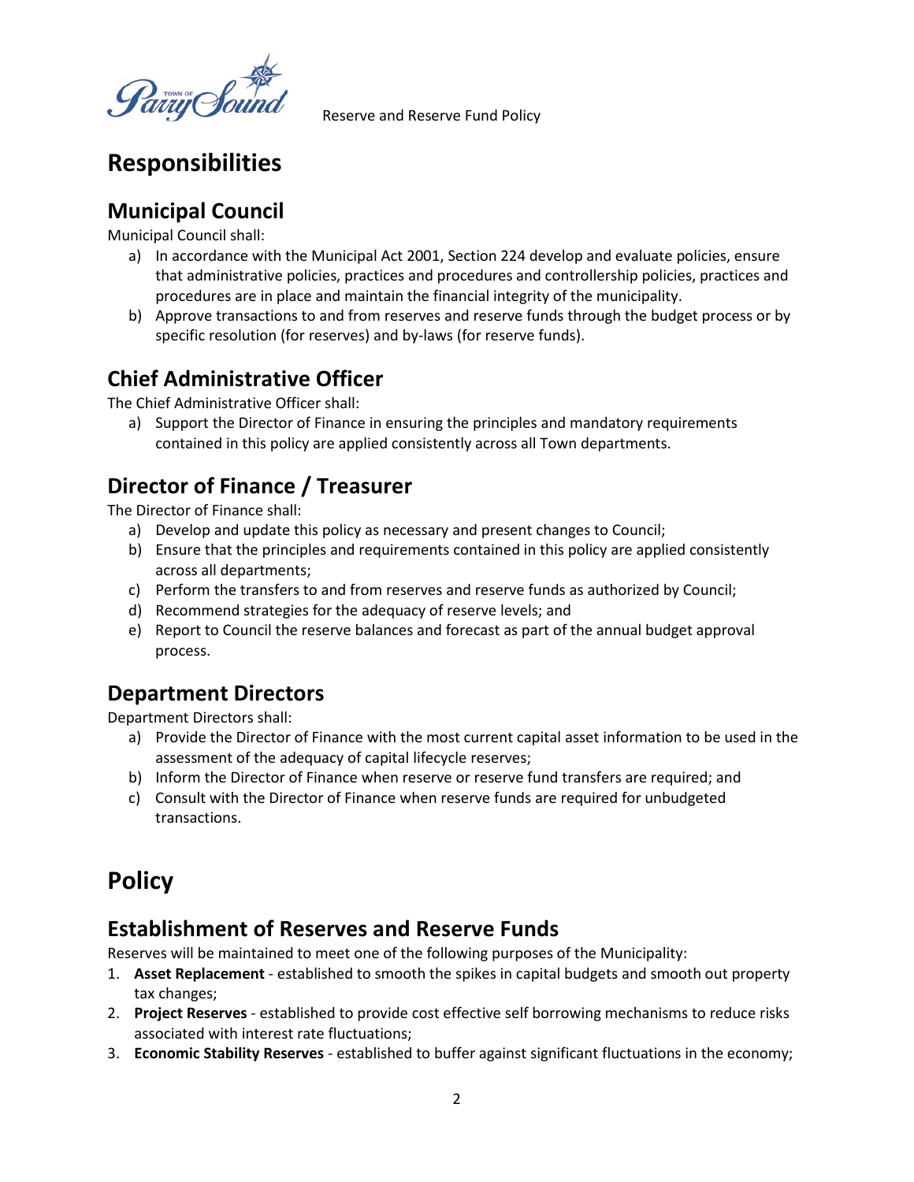# Responsibilities

## Municipal Council

Municipal Council shall:

a) In accordance with the Municipal Act 2001, Section 224 develop and evaluate policies, ensure that administrative policies, practices and procedures and controllership policies, practices and procedures are in place and maintain the financial integrity of the municipality.

b) Approve transactions to and from reserves and reserve funds through the budget process or by specific resolution (for reserves) and by-laws (for reserve funds).

## Chief Administrative Officer

The Chief Administrative Officer shall:

a) Support the Director of Finance in ensuring the principles and mandatory requirements contained in this policy are applied consistently across all Town departments.

## Director of Finance / Treasurer

The Director of Finance shall:

a) Develop and update this policy as necessary and present changes to Council;

b) Ensure that the principles and requirements contained in this policy are applied consistently across all departments;

c) Perform the transfers to and from reserves and reserve funds as authorized by Council;

d) Recommend strategies for the adequacy of reserve levels; and

e) Report to Council the reserve balances and forecast as part of the annual budget approval process.

## Department Directors

Department Directors shall:

a) Provide the Director of Finance with the most current capital asset information to be used in the assessment of the adequacy of capital lifecycle reserves;

b) Inform the Director of Finance when reserve or reserve fund transfers are required; and

c) Consult with the Director of Finance when reserve funds are required for unbudgeted transactions.

# Policy

## Establishment of Reserves and Reserve Funds

Reserves will be maintained to meet one of the following purposes of the Municipality:

1. **Asset Replacement** - established to smooth the spikes in capital budgets and smooth out property tax changes;
2. **Project Reserves** - established to provide cost effective self borrowing mechanisms to reduce risks associated with interest rate fluctuations;
3. **Economic Stability Reserves** - established to buffer against significant fluctuations in the economy;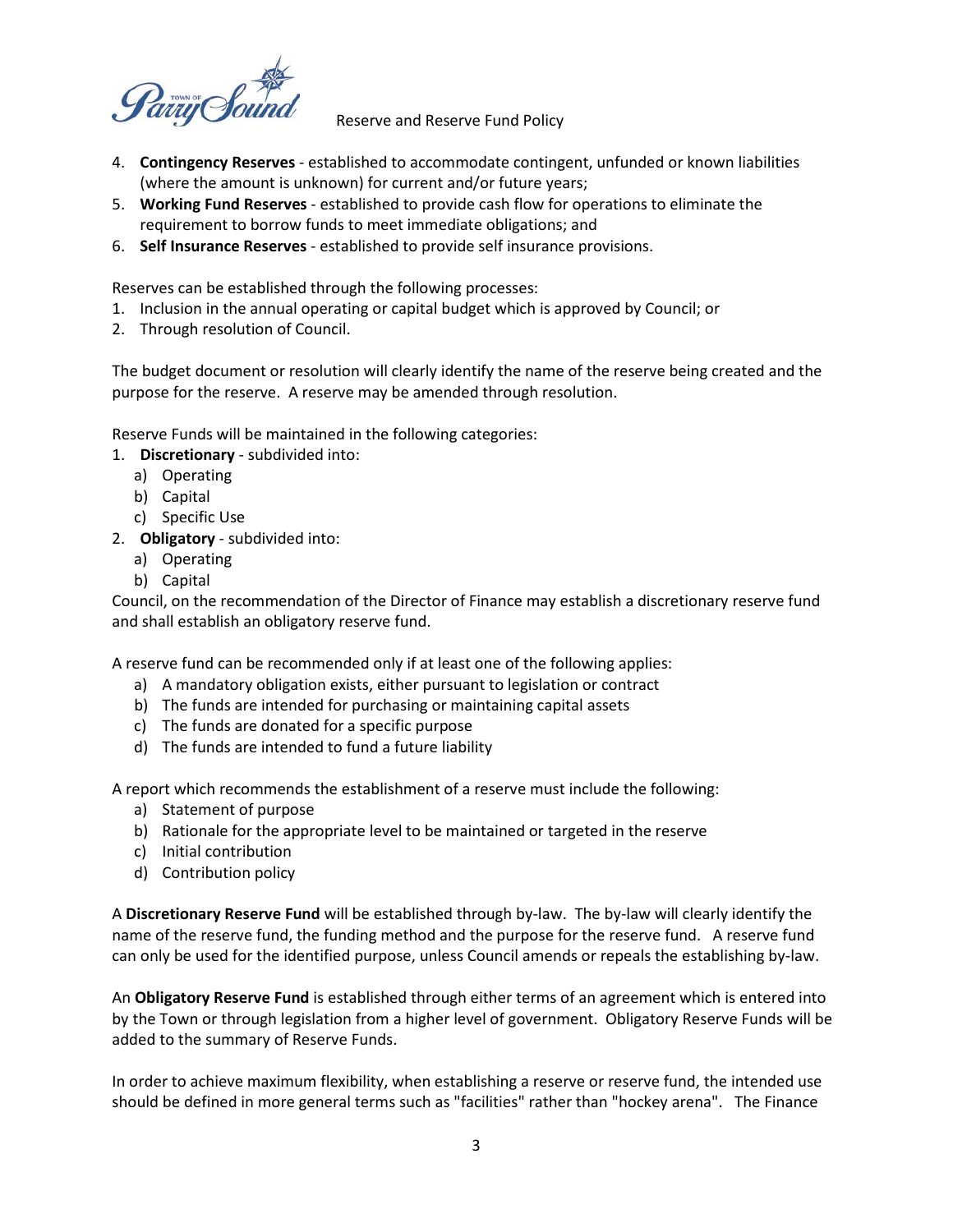4. **Contingency Reserves** - established to accommodate contingent, unfunded or known liabilities (where the amount is unknown) for current and/or future years;
5. **Working Fund Reserves** - established to provide cash flow for operations to eliminate the requirement to borrow funds to meet immediate obligations; and
6. **Self Insurance Reserves** - established to provide self insurance provisions.

Reserves can be established through the following processes:

1. Inclusion in the annual operating or capital budget which is approved by Council; or
2. Through resolution of Council.

The budget document or resolution will clearly identify the name of the reserve being created and the purpose for the reserve. A reserve may be amended through resolution.

Reserve Funds will be maintained in the following categories:

1. **Discretionary** - subdivided into:
   a) Operating
   b) Capital
   c) Specific Use
2. **Obligatory** - subdivided into:
   a) Operating
   b) Capital

Council, on the recommendation of the Director of Finance may establish a discretionary reserve fund and shall establish an obligatory reserve fund.

A reserve fund can be recommended only if at least one of the following applies:

a) A mandatory obligation exists, either pursuant to legislation or contract
b) The funds are intended for purchasing or maintaining capital assets
c) The funds are donated for a specific purpose
d) The funds are intended to fund a future liability

A report which recommends the establishment of a reserve must include the following:

a) Statement of purpose
b) Rationale for the appropriate level to be maintained or targeted in the reserve
c) Initial contribution
d) Contribution policy

A **Discretionary Reserve Fund** will be established through by-law. The by-law will clearly identify the name of the reserve fund, the funding method and the purpose for the reserve fund. A reserve fund can only be used for the identified purpose, unless Council amends or repeals the establishing by-law.

An **Obligatory Reserve Fund** is established through either terms of an agreement which is entered into by the Town or through legislation from a higher level of government. Obligatory Reserve Funds will be added to the summary of Reserve Funds.

In order to achieve maximum flexibility, when establishing a reserve or reserve fund, the intended use should be defined in more general terms such as "facilities" rather than "hockey arena". The Finance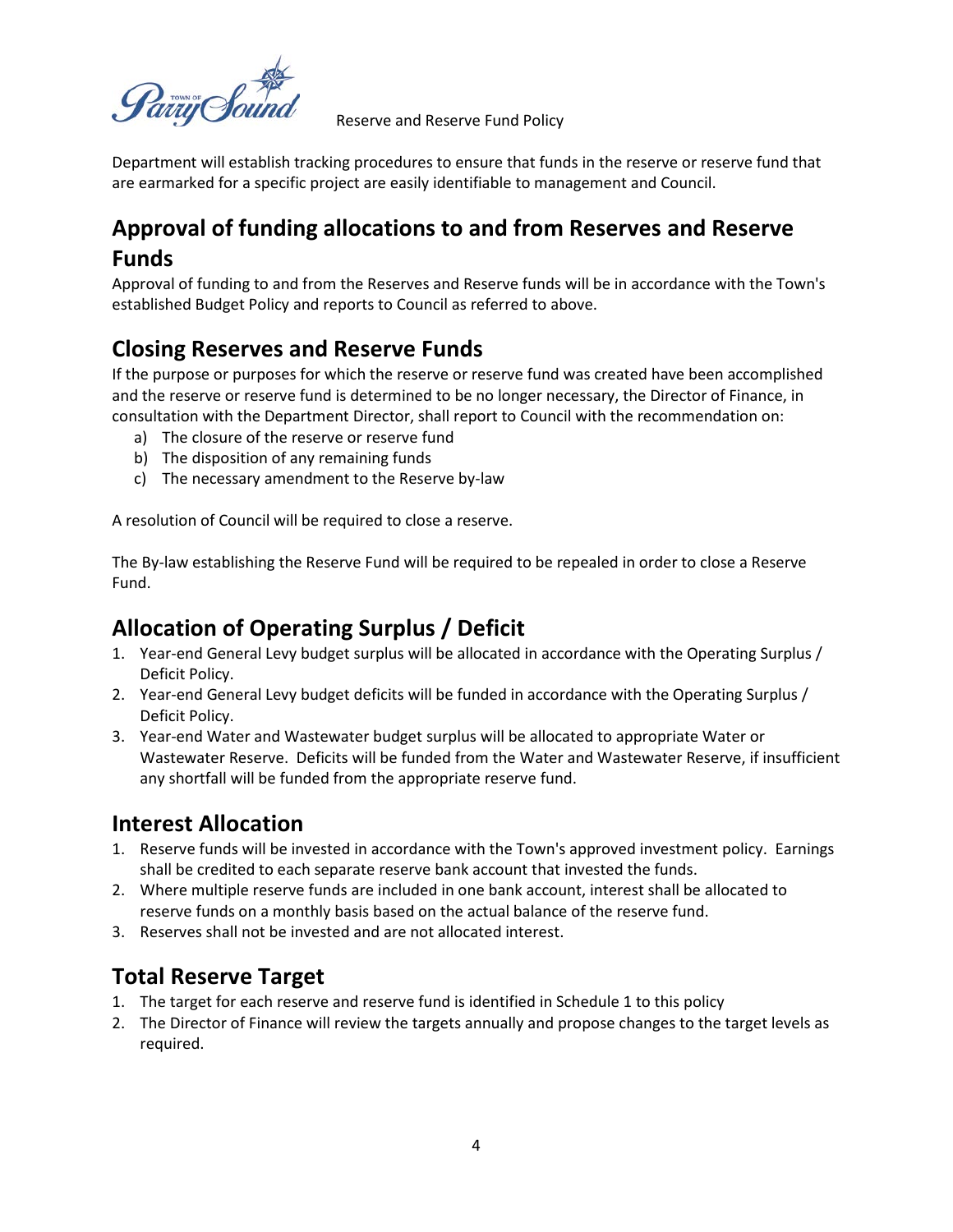Department will establish tracking procedures to ensure that funds in the reserve or reserve fund that are earmarked for a specific project are easily identifiable to management and Council.

## Approval of funding allocations to and from Reserves and Reserve Funds

Approval of funding to and from the Reserves and Reserve funds will be in accordance with the Town's established Budget Policy and reports to Council as referred to above.

## Closing Reserves and Reserve Funds

If the purpose or purposes for which the reserve or reserve fund was created have been accomplished and the reserve or reserve fund is determined to be no longer necessary, the Director of Finance, in consultation with the Department Director, shall report to Council with the recommendation on:

a) The closure of the reserve or reserve fund
b) The disposition of any remaining funds
c) The necessary amendment to the Reserve by-law

A resolution of Council will be required to close a reserve.

The By-law establishing the Reserve Fund will be required to be repealed in order to close a Reserve Fund.

## Allocation of Operating Surplus / Deficit

1. Year-end General Levy budget surplus will be allocated in accordance with the Operating Surplus / Deficit Policy.
2. Year-end General Levy budget deficits will be funded in accordance with the Operating Surplus / Deficit Policy.
3. Year-end Water and Wastewater budget surplus will be allocated to appropriate Water or Wastewater Reserve. Deficits will be funded from the Water and Wastewater Reserve, if insufficient any shortfall will be funded from the appropriate reserve fund.

## Interest Allocation

1. Reserve funds will be invested in accordance with the Town's approved investment policy. Earnings shall be credited to each separate reserve bank account that invested the funds.
2. Where multiple reserve funds are included in one bank account, interest shall be allocated to reserve funds on a monthly basis based on the actual balance of the reserve fund.
3. Reserves shall not be invested and are not allocated interest.

## Total Reserve Target

1. The target for each reserve and reserve fund is identified in Schedule 1 to this policy
2. The Director of Finance will review the targets annually and propose changes to the target levels as required.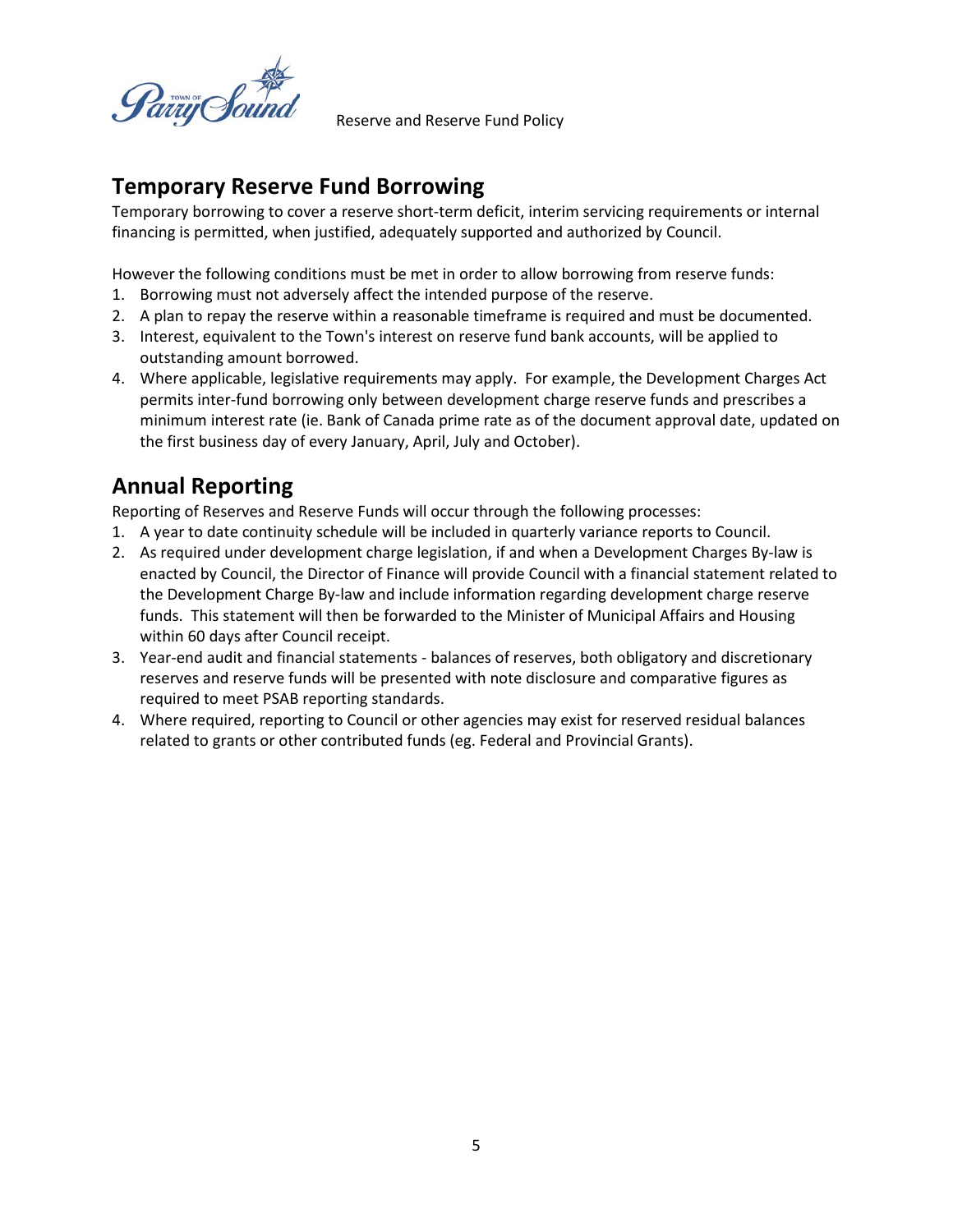## Temporary Reserve Fund Borrowing

Temporary borrowing to cover a reserve short-term deficit, interim servicing requirements or internal financing is permitted, when justified, adequately supported and authorized by Council.

However the following conditions must be met in order to allow borrowing from reserve funds:

1. Borrowing must not adversely affect the intended purpose of the reserve.
2. A plan to repay the reserve within a reasonable timeframe is required and must be documented.
3. Interest, equivalent to the Town's interest on reserve fund bank accounts, will be applied to outstanding amount borrowed.
4. Where applicable, legislative requirements may apply. For example, the Development Charges Act permits inter-fund borrowing only between development charge reserve funds and prescribes a minimum interest rate (ie. Bank of Canada prime rate as of the document approval date, updated on the first business day of every January, April, July and October).

## Annual Reporting

Reporting of Reserves and Reserve Funds will occur through the following processes:

1. A year to date continuity schedule will be included in quarterly variance reports to Council.
2. As required under development charge legislation, if and when a Development Charges By-law is enacted by Council, the Director of Finance will provide Council with a financial statement related to the Development Charge By-law and include information regarding development charge reserve funds. This statement will then be forwarded to the Minister of Municipal Affairs and Housing within 60 days after Council receipt.
3. Year-end audit and financial statements - balances of reserves, both obligatory and discretionary reserves and reserve funds will be presented with note disclosure and comparative figures as required to meet PSAB reporting standards.
4. Where required, reporting to Council or other agencies may exist for reserved residual balances related to grants or other contributed funds (eg. Federal and Provincial Grants).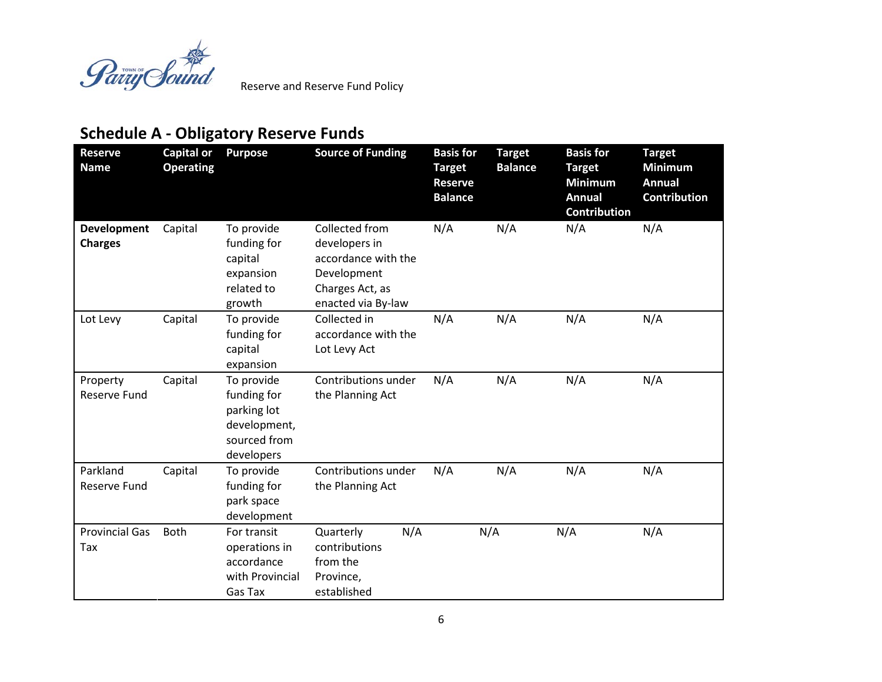## Schedule A - Obligatory Reserve Funds

| Reserve Name | Capital or Operating | Purpose | Source of Funding | Basis for Target Reserve Balance | Target Balance | Basis for Target Minimum Annual Contribution | Target Minimum Annual Contribution |
|---|---|---|---|---|---|---|---|
| **Development Charges** | Capital | To provide funding for capital expansion related to growth | Collected from developers in accordance with the Development Charges Act, as enacted via By-law | N/A | N/A | N/A | N/A |
| Lot Levy | Capital | To provide funding for capital expansion | Collected in accordance with the Lot Levy Act | N/A | N/A | N/A | N/A |
| Property Reserve Fund | Capital | To provide funding for parking lot development, sourced from developers | Contributions under the Planning Act | N/A | N/A | N/A | N/A |
| Parkland Reserve Fund | Capital | To provide funding for park space development | Contributions under the Planning Act | N/A | N/A | N/A | N/A |
| Provincial Gas Tax | Both | For transit operations in accordance with Provincial Gas Tax | Quarterly contributions from the Province, established | N/A | N/A | N/A | N/A |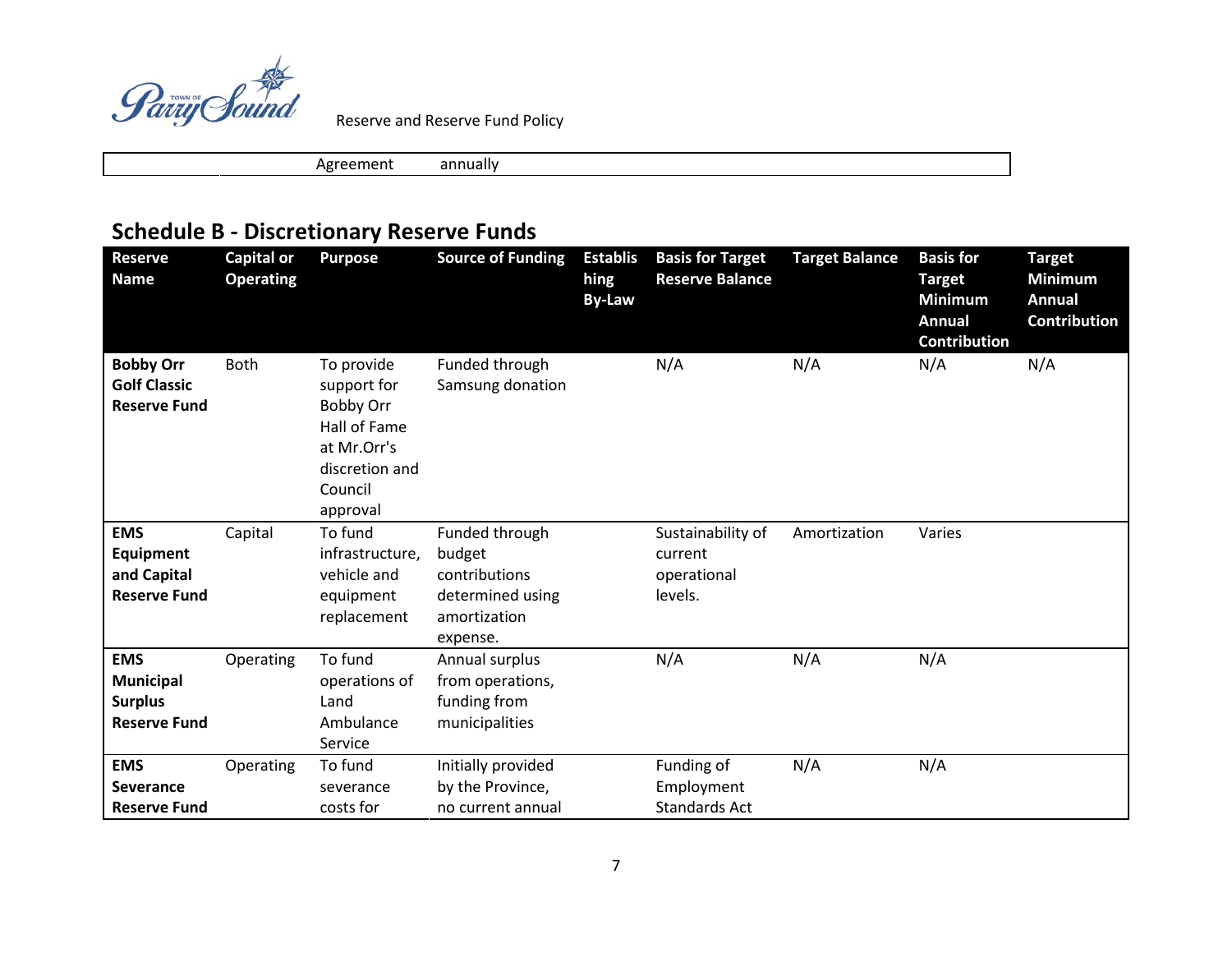| | Agreement | annually |
|---|---|---|

## Schedule B - Discretionary Reserve Funds

| Reserve Name | Capital or Operating | Purpose | Source of Funding | Establishing By-Law | Basis for Target Reserve Balance | Target Balance | Basis for Target Minimum Annual Contribution | Target Minimum Annual Contribution |
|---|---|---|---|---|---|---|---|---|
| **Bobby Orr Golf Classic Reserve Fund** | Both | To provide support for Bobby Orr Hall of Fame at Mr.Orr's discretion and Council approval | Funded through Samsung donation | | N/A | N/A | N/A | N/A |
| **EMS Equipment and Capital Reserve Fund** | Capital | To fund infrastructure, vehicle and equipment replacement | Funded through budget contributions determined using amortization expense. | | Sustainability of current operational levels. | Amortization | Varies | |
| **EMS Municipal Surplus Reserve Fund** | Operating | To fund operations of Land Ambulance Service | Annual surplus from operations, funding from municipalities | | N/A | N/A | N/A | |
| **EMS Severance Reserve Fund** | Operating | To fund severance costs for | Initially provided by the Province, no current annual | | Funding of Employment Standards Act | N/A | N/A | |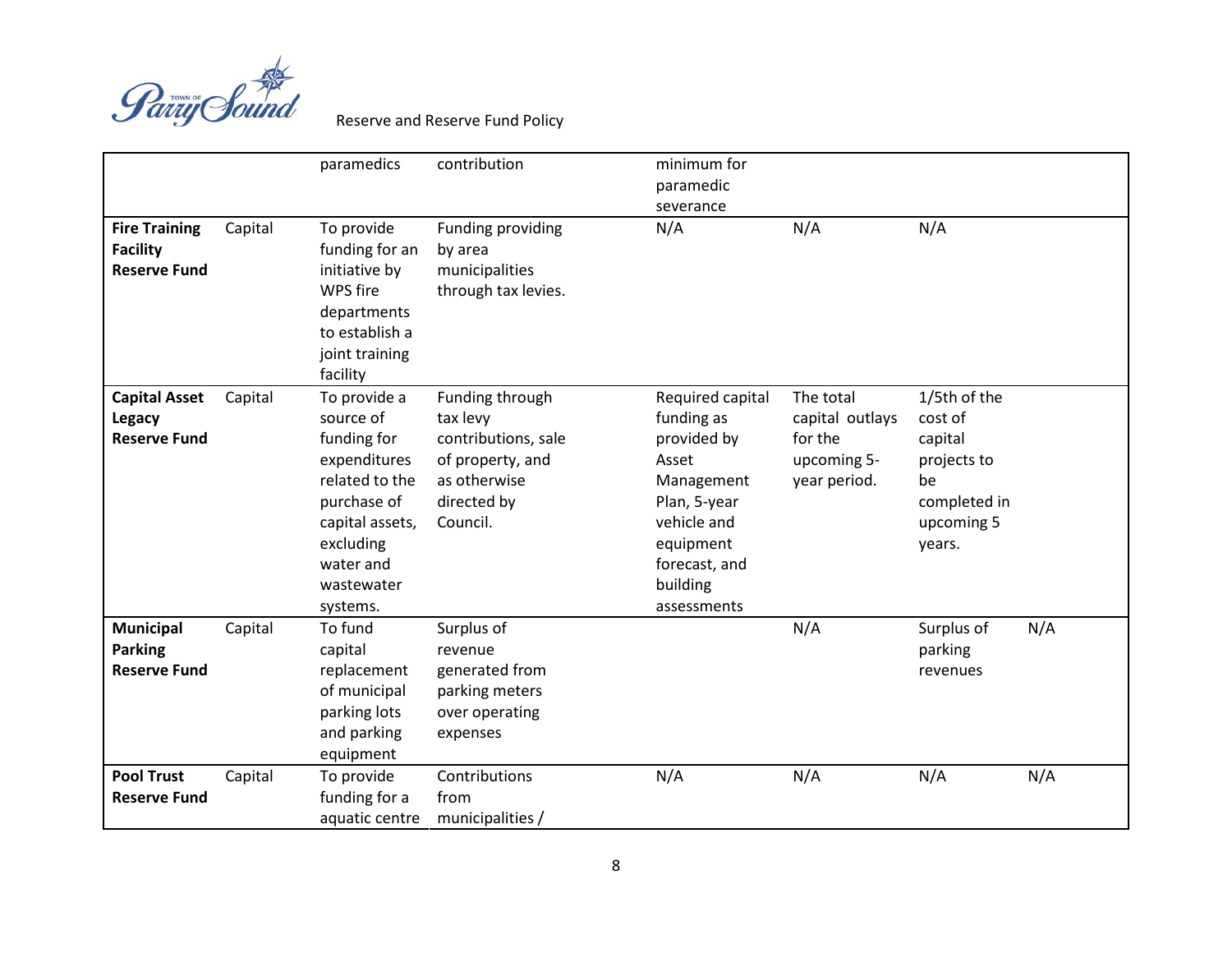| | | | | | | | |
|---|---|---|---|---|---|---|---|
| | | paramedics | contribution | minimum for paramedic severance | | | |
| **Fire Training Facility Reserve Fund** | Capital | To provide funding for an initiative by WPS fire departments to establish a joint training facility | Funding providing by area municipalities through tax levies. | N/A | N/A | N/A | |
| **Capital Asset Legacy Reserve Fund** | Capital | To provide a source of funding for expenditures related to the purchase of capital assets, excluding water and wastewater systems. | Funding through tax levy contributions, sale of property, and as otherwise directed by Council. | Required capital funding as provided by Asset Management Plan, 5-year vehicle and equipment forecast, and building assessments | The total capital outlays for the upcoming 5-year period. | 1/5th of the cost of capital projects to be completed in upcoming 5 years. | |
| **Municipal Parking Reserve Fund** | Capital | To fund capital replacement of municipal parking lots and parking equipment | Surplus of revenue generated from parking meters over operating expenses | | N/A | Surplus of parking revenues | N/A |
| **Pool Trust Reserve Fund** | Capital | To provide funding for a aquatic centre | Contributions from municipalities / | N/A | N/A | N/A | N/A |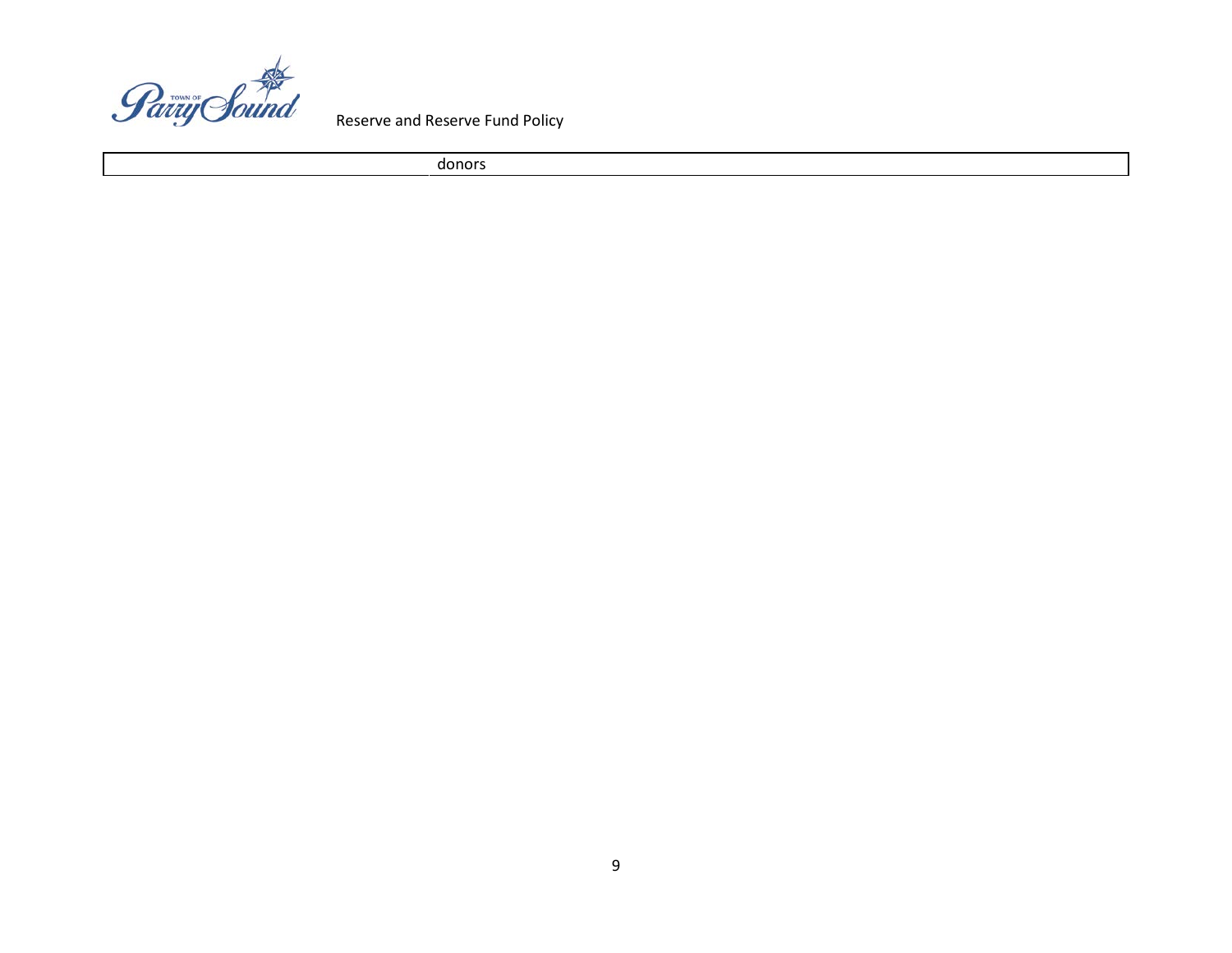| | |
|---|---|
| | donors |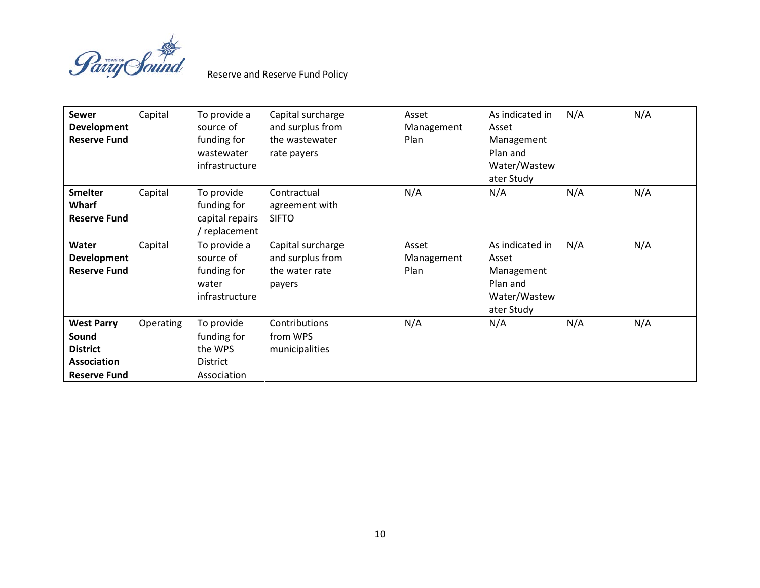| **Sewer Development Reserve Fund** | Capital | To provide a source of funding for wastewater infrastructure | Capital surcharge and surplus from the wastewater rate payers | Asset Management Plan | As indicated in Asset Management Plan and Water/Wastewater Study | N/A | N/A |
|---|---|---|---|---|---|---|---|
| **Smelter Wharf Reserve Fund** | Capital | To provide funding for capital repairs / replacement | Contractual agreement with SIFTO | N/A | N/A | N/A | N/A |
| **Water Development Reserve Fund** | Capital | To provide a source of funding for water infrastructure | Capital surcharge and surplus from the water rate payers | Asset Management Plan | As indicated in Asset Management Plan and Water/Wastewater Study | N/A | N/A |
| **West Parry Sound District Association Reserve Fund** | Operating | To provide funding for the WPS District Association | Contributions from WPS municipalities | N/A | N/A | N/A | N/A |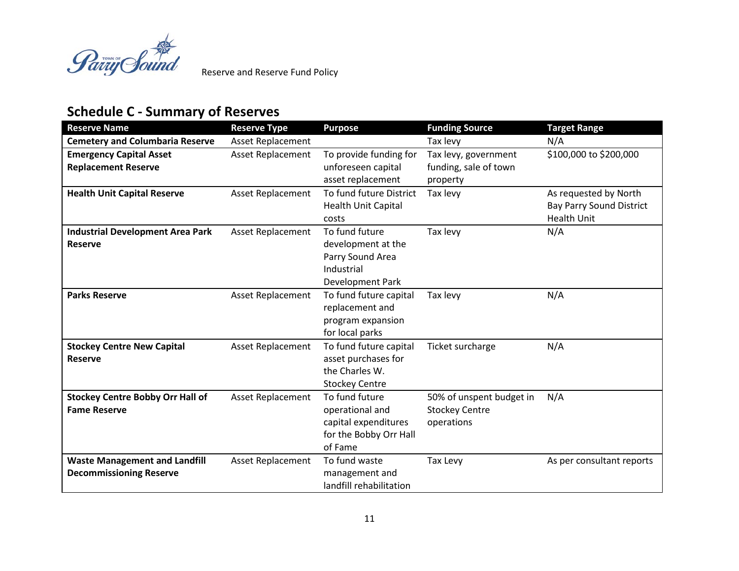## Schedule C - Summary of Reserves

| Reserve Name | Reserve Type | Purpose | Funding Source | Target Range |
|---|---|---|---|---|
| **Cemetery and Columbaria Reserve** | Asset Replacement | | Tax levy | N/A |
| **Emergency Capital Asset Replacement Reserve** | Asset Replacement | To provide funding for unforeseen capital asset replacement | Tax levy, government funding, sale of town property | $100,000 to $200,000 |
| **Health Unit Capital Reserve** | Asset Replacement | To fund future District Health Unit Capital costs | Tax levy | As requested by North Bay Parry Sound District Health Unit |
| **Industrial Development Area Park Reserve** | Asset Replacement | To fund future development at the Parry Sound Area Industrial Development Park | Tax levy | N/A |
| **Parks Reserve** | Asset Replacement | To fund future capital replacement and program expansion for local parks | Tax levy | N/A |
| **Stockey Centre New Capital Reserve** | Asset Replacement | To fund future capital asset purchases for the Charles W. Stockey Centre | Ticket surcharge | N/A |
| **Stockey Centre Bobby Orr Hall of Fame Reserve** | Asset Replacement | To fund future operational and capital expenditures for the Bobby Orr Hall of Fame | 50% of unspent budget in Stockey Centre operations | N/A |
| **Waste Management and Landfill Decommissioning Reserve** | Asset Replacement | To fund waste management and landfill rehabilitation | Tax Levy | As per consultant reports |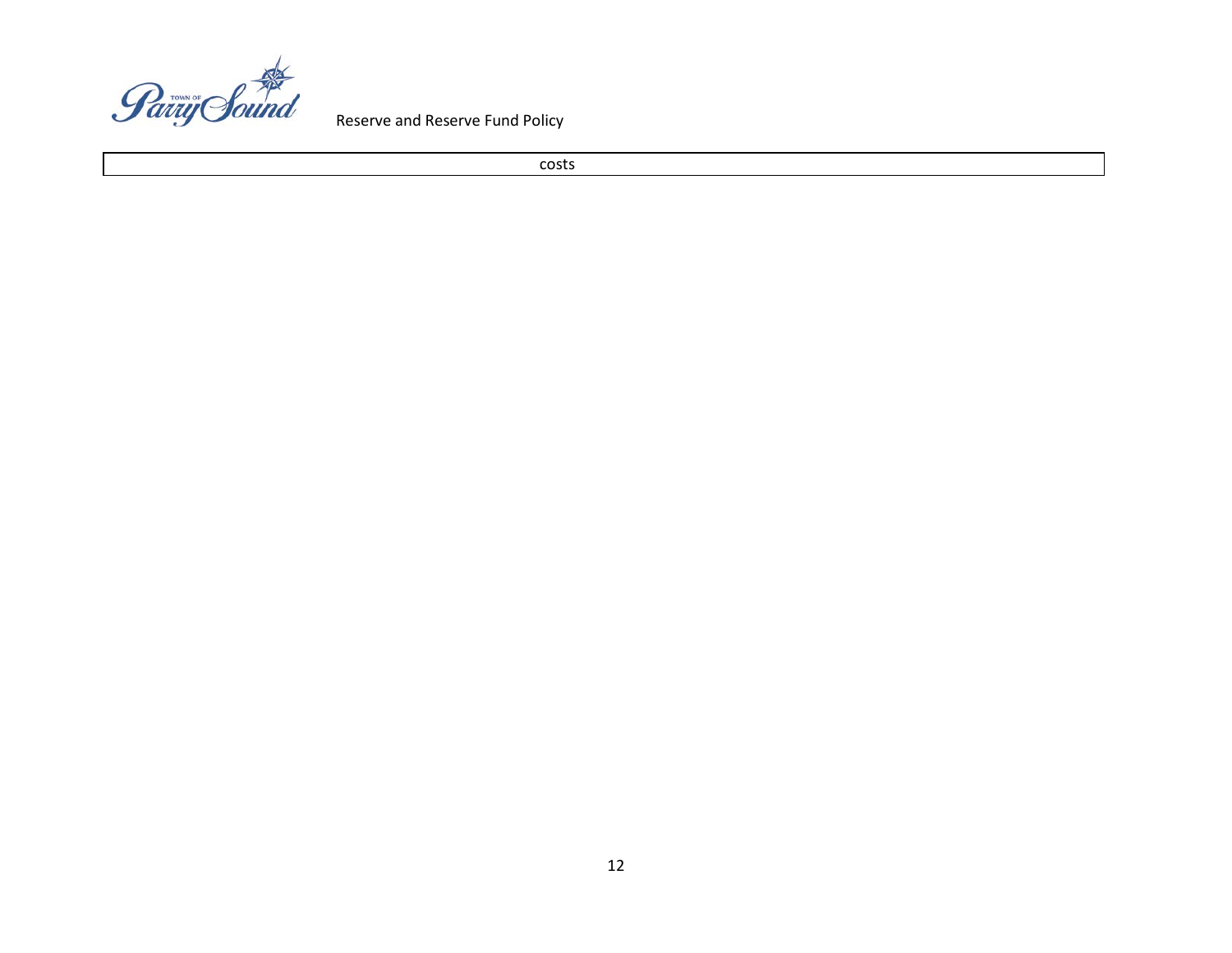| costs |
|---|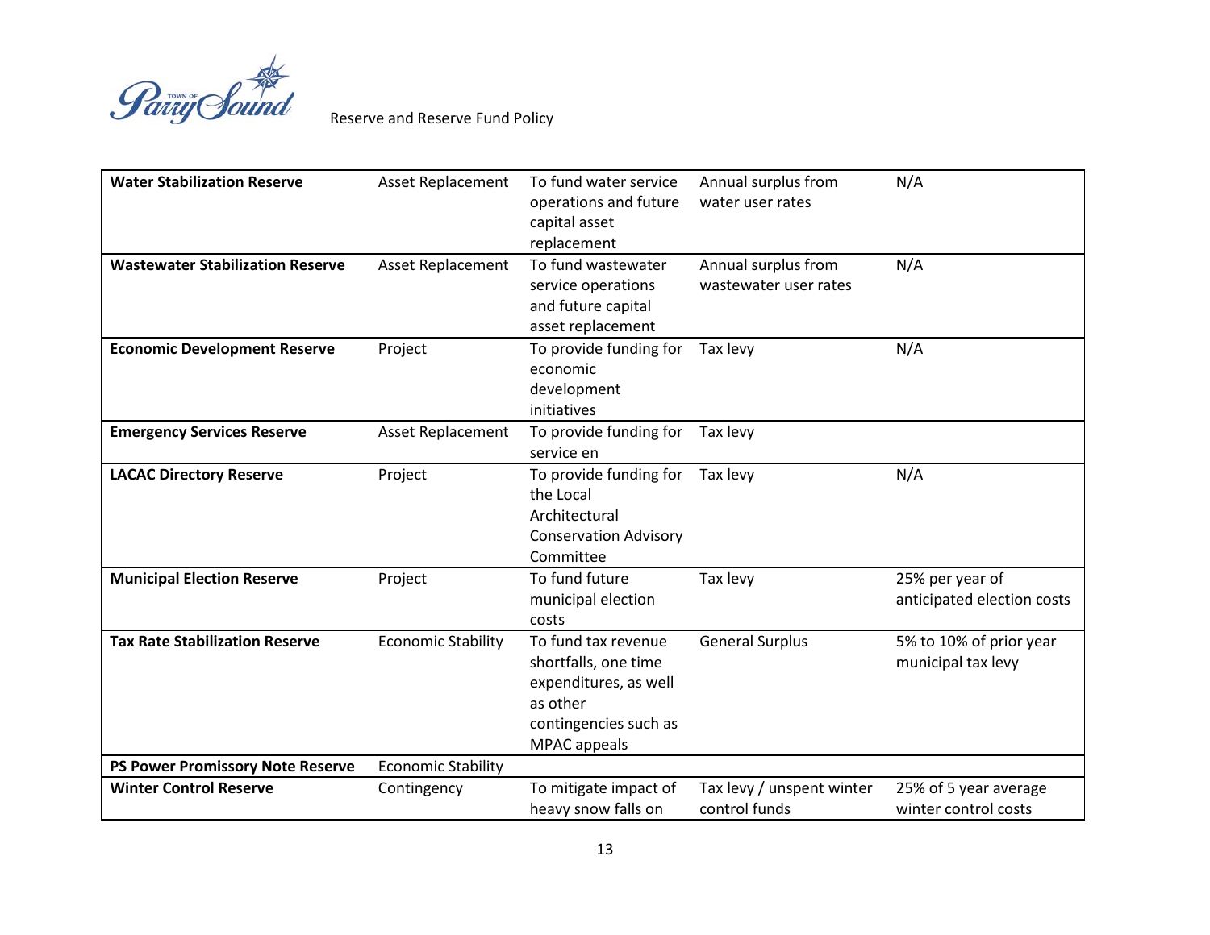| Water Stabilization Reserve | Asset Replacement | To fund water service operations and future capital asset replacement | Annual surplus from water user rates | N/A |
|---|---|---|---|---|
| **Wastewater Stabilization Reserve** | Asset Replacement | To fund wastewater service operations and future capital asset replacement | Annual surplus from wastewater user rates | N/A |
| **Economic Development Reserve** | Project | To provide funding for economic development initiatives | Tax levy | N/A |
| **Emergency Services Reserve** | Asset Replacement | To provide funding for service en | Tax levy | |
| **LACAC Directory Reserve** | Project | To provide funding for the Local Architectural Conservation Advisory Committee | Tax levy | N/A |
| **Municipal Election Reserve** | Project | To fund future municipal election costs | Tax levy | 25% per year of anticipated election costs |
| **Tax Rate Stabilization Reserve** | Economic Stability | To fund tax revenue shortfalls, one time expenditures, as well as other contingencies such as MPAC appeals | General Surplus | 5% to 10% of prior year municipal tax levy |
| **PS Power Promissory Note Reserve** | Economic Stability | | | |
| **Winter Control Reserve** | Contingency | To mitigate impact of heavy snow falls on | Tax levy / unspent winter control funds | 25% of 5 year average winter control costs |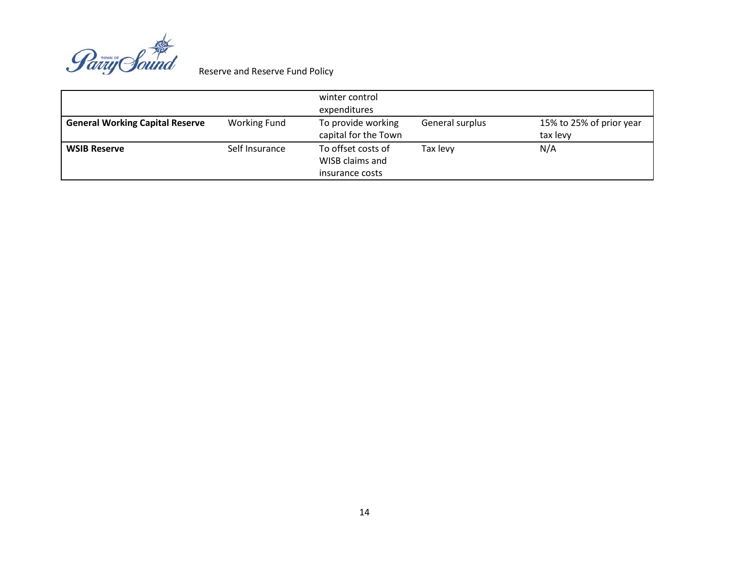| | | | | |
|---|---|---|---|---|
| | | winter control expenditures | | |
| **General Working Capital Reserve** | Working Fund | To provide working capital for the Town | General surplus | 15% to 25% of prior year tax levy |
| **WSIB Reserve** | Self Insurance | To offset costs of WISB claims and insurance costs | Tax levy | N/A |